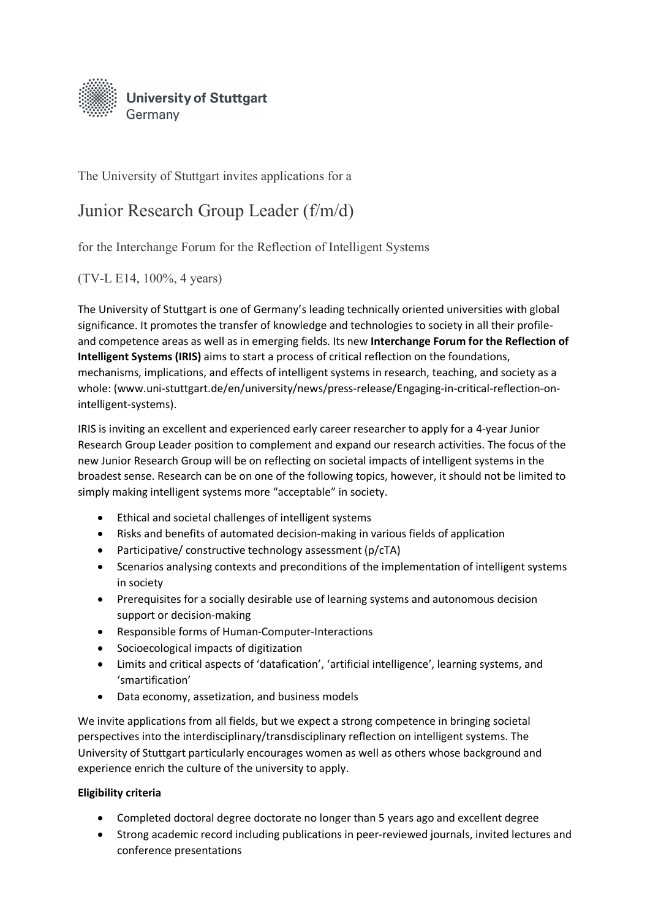University of Stuttgart
Germany

The University of Stuttgart invites applications for a

# Junior Research Group Leader (f/m/d)

## for the Interchange Forum for the Reflection of Intelligent Systems

(TV-L E14, 100%, 4 years)

The University of Stuttgart is one of Germany's leading technically oriented universities with global significance. It promotes the transfer of knowledge and technologies to society in all their profile- and competence areas as well as in emerging fields. Its new **Interchange Forum for the Reflection of Intelligent Systems (IRIS)** aims to start a process of critical reflection on the foundations, mechanisms, implications, and effects of intelligent systems in research, teaching, and society as a whole: (www.uni-stuttgart.de/en/university/news/press-release/Engaging-in-critical-reflection-on-intelligent-systems).

IRIS is inviting an excellent and experienced early career researcher to apply for a 4-year Junior Research Group Leader position to complement and expand our research activities. The focus of the new Junior Research Group will be on reflecting on societal impacts of intelligent systems in the broadest sense. Research can be on one of the following topics, however, it should not be limited to simply making intelligent systems more "acceptable" in society.

- Ethical and societal challenges of intelligent systems
- Risks and benefits of automated decision-making in various fields of application
- Participative/ constructive technology assessment (p/cTA)
- Scenarios analysing contexts and preconditions of the implementation of intelligent systems in society
- Prerequisites for a socially desirable use of learning systems and autonomous decision support or decision-making
- Responsible forms of Human-Computer-Interactions
- Socioecological impacts of digitization
- Limits and critical aspects of 'datafication', 'artificial intelligence', learning systems, and 'smartification'
- Data economy, assetization, and business models

We invite applications from all fields, but we expect a strong competence in bringing societal perspectives into the interdisciplinary/transdisciplinary reflection on intelligent systems. The University of Stuttgart particularly encourages women as well as others whose background and experience enrich the culture of the university to apply.

**Eligibility criteria**

- Completed doctoral degree doctorate no longer than 5 years ago and excellent degree
- Strong academic record including publications in peer-reviewed journals, invited lectures and conference presentations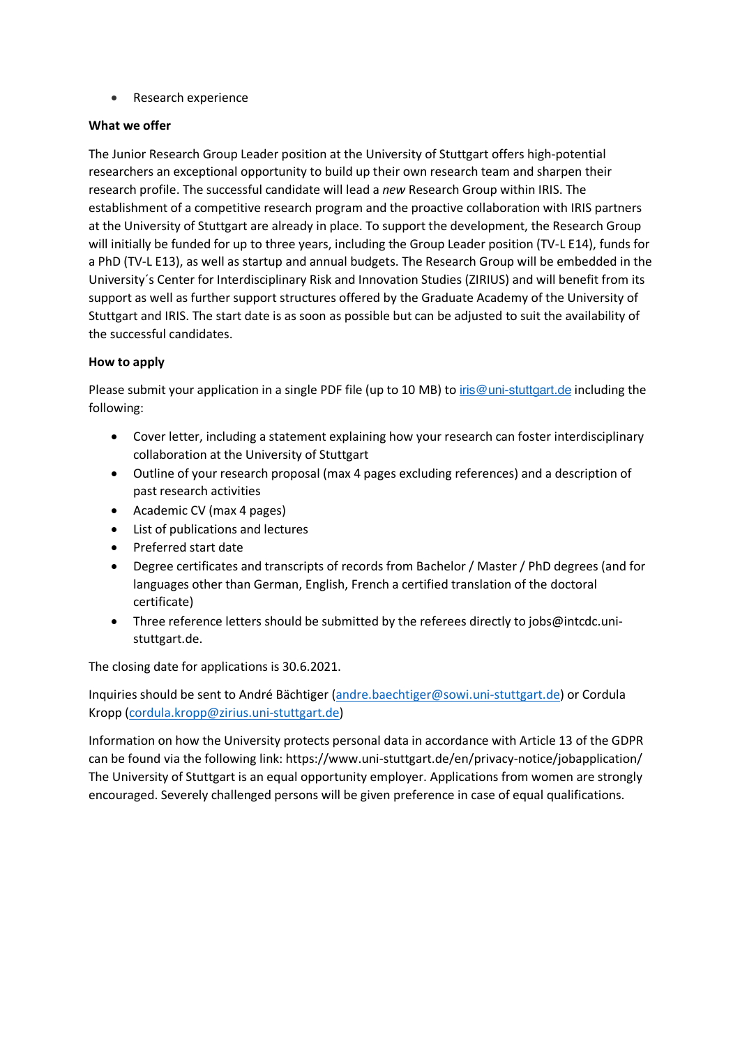- Research experience

**What we offer**

The Junior Research Group Leader position at the University of Stuttgart offers high-potential researchers an exceptional opportunity to build up their own research team and sharpen their research profile. The successful candidate will lead a *new* Research Group within IRIS. The establishment of a competitive research program and the proactive collaboration with IRIS partners at the University of Stuttgart are already in place. To support the development, the Research Group will initially be funded for up to three years, including the Group Leader position (TV-L E14), funds for a PhD (TV-L E13), as well as startup and annual budgets. The Research Group will be embedded in the University´s Center for Interdisciplinary Risk and Innovation Studies (ZIRIUS) and will benefit from its support as well as further support structures offered by the Graduate Academy of the University of Stuttgart and IRIS. The start date is as soon as possible but can be adjusted to suit the availability of the successful candidates.

**How to apply**

Please submit your application in a single PDF file (up to 10 MB) to iris@uni-stuttgart.de including the following:

- Cover letter, including a statement explaining how your research can foster interdisciplinary collaboration at the University of Stuttgart
- Outline of your research proposal (max 4 pages excluding references) and a description of past research activities
- Academic CV (max 4 pages)
- List of publications and lectures
- Preferred start date
- Degree certificates and transcripts of records from Bachelor / Master / PhD degrees (and for languages other than German, English, French a certified translation of the doctoral certificate)
- Three reference letters should be submitted by the referees directly to jobs@intcdc.uni-stuttgart.de.

The closing date for applications is 30.6.2021.

Inquiries should be sent to André Bächtiger (andre.baechtiger@sowi.uni-stuttgart.de) or Cordula Kropp (cordula.kropp@zirius.uni-stuttgart.de)

Information on how the University protects personal data in accordance with Article 13 of the GDPR can be found via the following link: https://www.uni-stuttgart.de/en/privacy-notice/jobapplication/ The University of Stuttgart is an equal opportunity employer. Applications from women are strongly encouraged. Severely challenged persons will be given preference in case of equal qualifications.